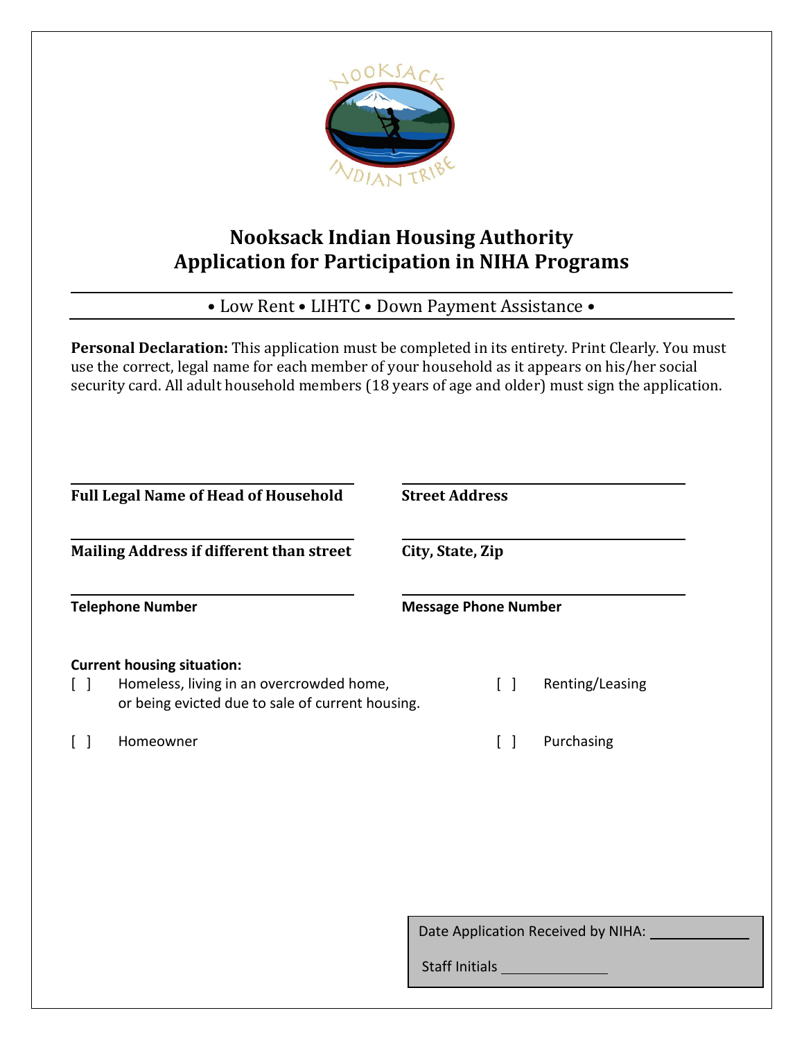# Nooksack Indian Housing Authority
# Application for Participation in NIHA Programs

• Low Rent • LIHTC • Down Payment Assistance •

**Personal Declaration:** This application must be completed in its entirety. Print Clearly. You must use the correct, legal name for each member of your household as it appears on his/her social security card. All adult household members (18 years of age and older) must sign the application.

| | |
|---|---|
| ______________________________ | ______________________________ |
| **Full Legal Name of Head of Household** | **Street Address** |
| ______________________________ | ______________________________ |
| **Mailing Address if different than street** | **City, State, Zip** |
| ______________________________ | ______________________________ |
| **Telephone Number** | **Message Phone Number** |

**Current housing situation:**

[ ] Homeless, living in an overcrowded home, or being evicted due to sale of current housing.

[ ] Renting/Leasing

[ ] Homeowner

[ ] Purchasing

Date Application Received by NIHA: ____________

Staff Initials ____________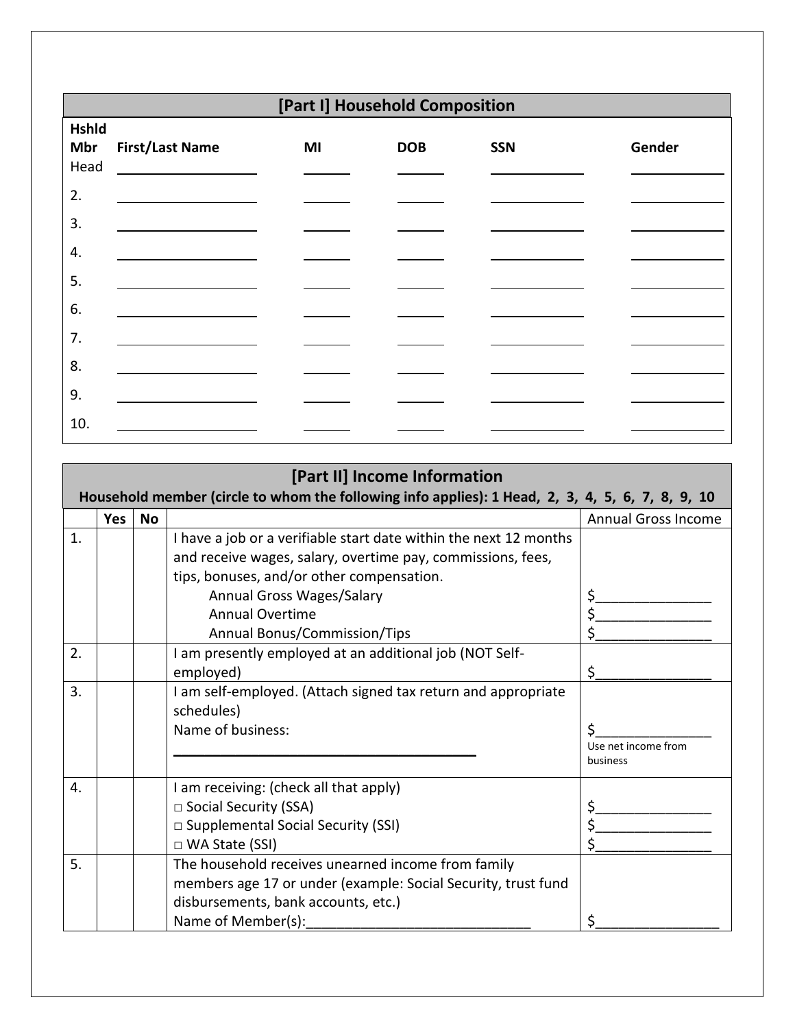## [Part I] Household Composition

| Hshld Mbr | First/Last Name | MI | DOB | SSN | Gender |
|---|---|---|---|---|---|
| Head | | | | | |
| 2. | | | | | |
| 3. | | | | | |
| 4. | | | | | |
| 5. | | | | | |
| 6. | | | | | |
| 7. | | | | | |
| 8. | | | | | |
| 9. | | | | | |
| 10. | | | | | |

## [Part II] Income Information

**Household member (circle to whom the following info applies): 1 Head, 2, 3, 4, 5, 6, 7, 8, 9, 10**

| | Yes | No | | Annual Gross Income |
|---|---|---|---|---|
| 1. | | | I have a job or a verifiable start date within the next 12 months and receive wages, salary, overtime pay, commissions, fees, tips, bonuses, and/or other compensation.<br>Annual Gross Wages/Salary<br>Annual Overtime<br>Annual Bonus/Commission/Tips | <br><br>$_______________<br>$_______________<br>$_______________ |
| 2. | | | I am presently employed at an additional job (NOT Self-employed) | $_______________ |
| 3. | | | I am self-employed. (Attach signed tax return and appropriate schedules)<br>Name of business:<br>________________________________________ | $_______________<br>Use net income from business |
| 4. | | | I am receiving: (check all that apply)<br>□ Social Security (SSA)<br>□ Supplemental Social Security (SSI)<br>□ WA State (SSI) | <br>$_______________<br>$_______________<br>$_______________ |
| 5. | | | The household receives unearned income from family members age 17 or under (example: Social Security, trust fund disbursements, bank accounts, etc.)<br>Name of Member(s):_____________________________ | $________________ |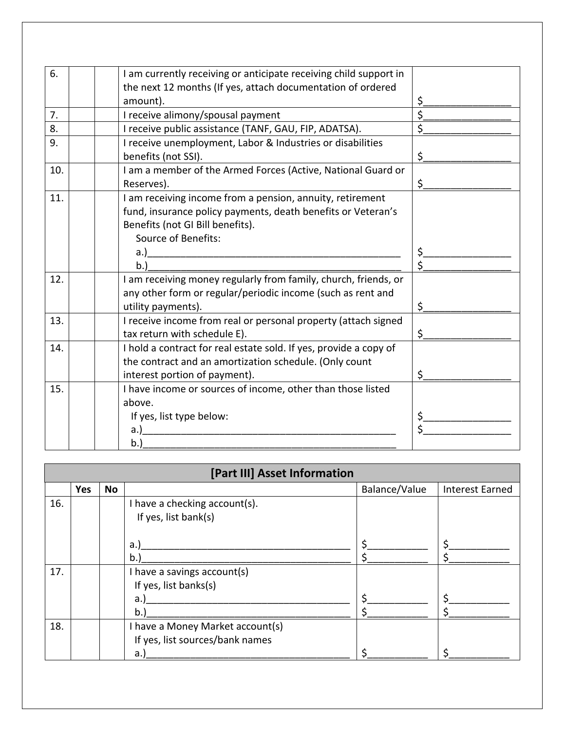| | | | | |
|---|---|---|---|---|
| 6. | | | I am currently receiving or anticipate receiving child support in the next 12 months (If yes, attach documentation of ordered amount). | $_______________ |
| 7. | | | I receive alimony/spousal payment | $_______________ |
| 8. | | | I receive public assistance (TANF, GAU, FIP, ADATSA). | $_______________ |
| 9. | | | I receive unemployment, Labor & Industries or disabilities benefits (not SSI). | $_______________ |
| 10. | | | I am a member of the Armed Forces (Active, National Guard or Reserves). | $_______________ |
| 11. | | | I am receiving income from a pension, annuity, retirement fund, insurance policy payments, death benefits or Veteran's Benefits (not GI Bill benefits).<br>Source of Benefits:<br>a.)_______________________________________________<br>b.)_______________________________________________ | $_______________<br>$_______________ |
| 12. | | | I am receiving money regularly from family, church, friends, or any other form or regular/periodic income (such as rent and utility payments). | $_______________ |
| 13. | | | I receive income from real or personal property (attach signed tax return with schedule E). | $_______________ |
| 14. | | | I hold a contract for real estate sold. If yes, provide a copy of the contract and an amortization schedule. (Only count interest portion of payment). | $_______________ |
| 15. | | | I have income or sources of income, other than those listed above.<br>If yes, list type below:<br>a.)_______________________________________________<br>b.)_______________________________________________ | $_______________<br>$_______________ |

## [Part III] Asset Information

| | Yes | No | | Balance/Value | Interest Earned |
|---|---|---|---|---|---|
| 16. | | | I have a checking account(s).<br>If yes, list bank(s)<br>a.)_______________________________________<br>b.)_______________________________________ | $__________<br>$__________ | $__________<br>$__________ |
| 17. | | | I have a savings account(s)<br>If yes, list banks(s)<br>a.)_______________________________________<br>b.)_______________________________________ | $__________<br>$__________ | $__________<br>$__________ |
| 18. | | | I have a Money Market account(s)<br>If yes, list sources/bank names<br>a.)_______________________________________ | $__________ | $__________ |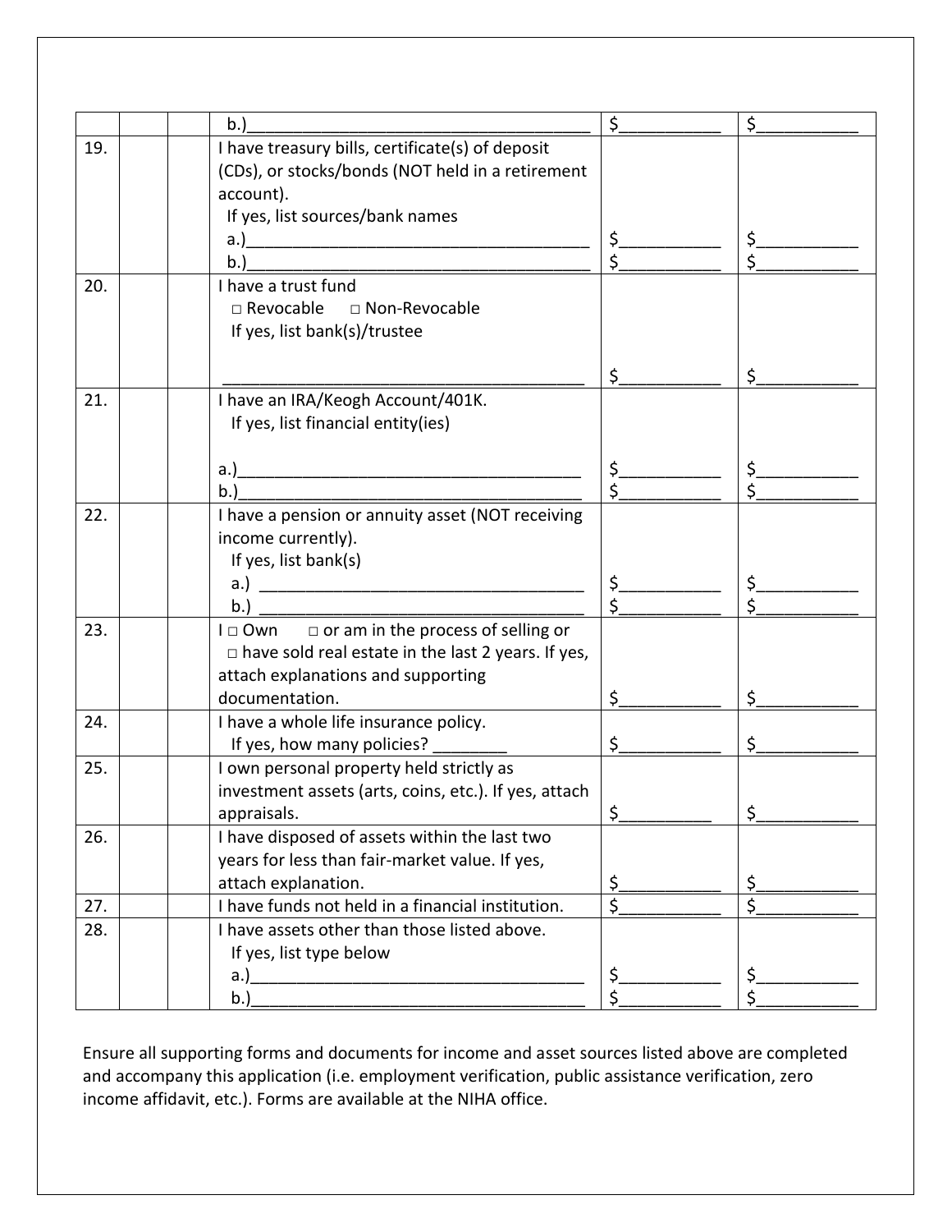| | | | | | |
|---|---|---|---|---|---|
| | | | b.)_____________________________________ | $__________ | $__________ |
| 19. | | | I have treasury bills, certificate(s) of deposit (CDs), or stocks/bonds (NOT held in a retirement account).<br>If yes, list sources/bank names<br>a.)_____________________________________<br>b.)_____________________________________ | <br><br><br><br>$__________<br>$__________ | <br><br><br><br>$__________<br>$__________ |
| 20. | | | I have a trust fund<br>□ Revocable □ Non-Revocable<br>If yes, list bank(s)/trustee<br><br>_____________________________________ | <br><br><br><br>$__________ | <br><br><br><br>$__________ |
| 21. | | | I have an IRA/Keogh Account/401K.<br>If yes, list financial entity(ies)<br><br>a.)_____________________________________<br>b.)_____________________________________ | <br><br><br>$__________<br>$__________ | <br><br><br>$__________<br>$__________ |
| 22. | | | I have a pension or annuity asset (NOT receiving income currently).<br>If yes, list bank(s)<br>a.) _____________________________________<br>b.) _____________________________________ | <br><br><br>$__________<br>$__________ | <br><br><br>$__________<br>$__________ |
| 23. | | | I □ Own □ or am in the process of selling or □ have sold real estate in the last 2 years. If yes, attach explanations and supporting documentation. | $__________ | $__________ |
| 24. | | | I have a whole life insurance policy.<br>If yes, how many policies? ________ | $__________ | $__________ |
| 25. | | | I own personal property held strictly as investment assets (arts, coins, etc.). If yes, attach appraisals. | $__________ | $__________ |
| 26. | | | I have disposed of assets within the last two years for less than fair-market value. If yes, attach explanation. | $__________ | $__________ |
| 27. | | | I have funds not held in a financial institution. | $__________ | $__________ |
| 28. | | | I have assets other than those listed above.<br>If yes, list type below<br>a.)_____________________________________<br>b.)_____________________________________ | <br><br>$__________<br>$__________ | <br><br>$__________<br>$__________ |

Ensure all supporting forms and documents for income and asset sources listed above are completed and accompany this application (i.e. employment verification, public assistance verification, zero income affidavit, etc.). Forms are available at the NIHA office.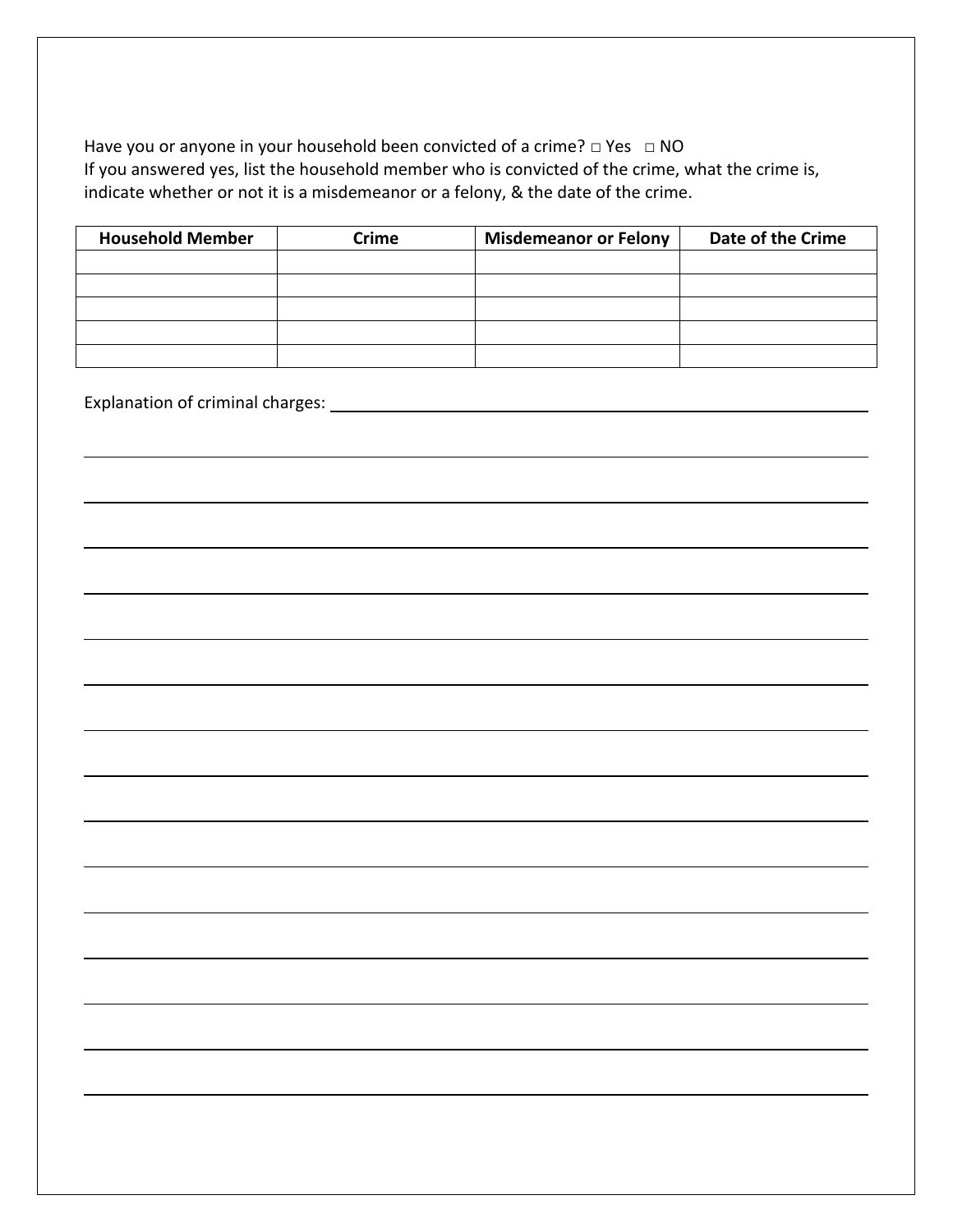Have you or anyone in your household been convicted of a crime? □ Yes □ NO

If you answered yes, list the household member who is convicted of the crime, what the crime is, indicate whether or not it is a misdemeanor or a felony, & the date of the crime.

| Household Member | Crime | Misdemeanor or Felony | Date of the Crime |
|---|---|---|---|
| | | | |
| | | | |
| | | | |
| | | | |
| | | | |

Explanation of criminal charges: ____________________________________________

______________________________________________________________________

______________________________________________________________________

______________________________________________________________________

______________________________________________________________________

______________________________________________________________________

______________________________________________________________________

______________________________________________________________________

______________________________________________________________________

______________________________________________________________________

______________________________________________________________________

______________________________________________________________________

______________________________________________________________________

______________________________________________________________________

______________________________________________________________________

______________________________________________________________________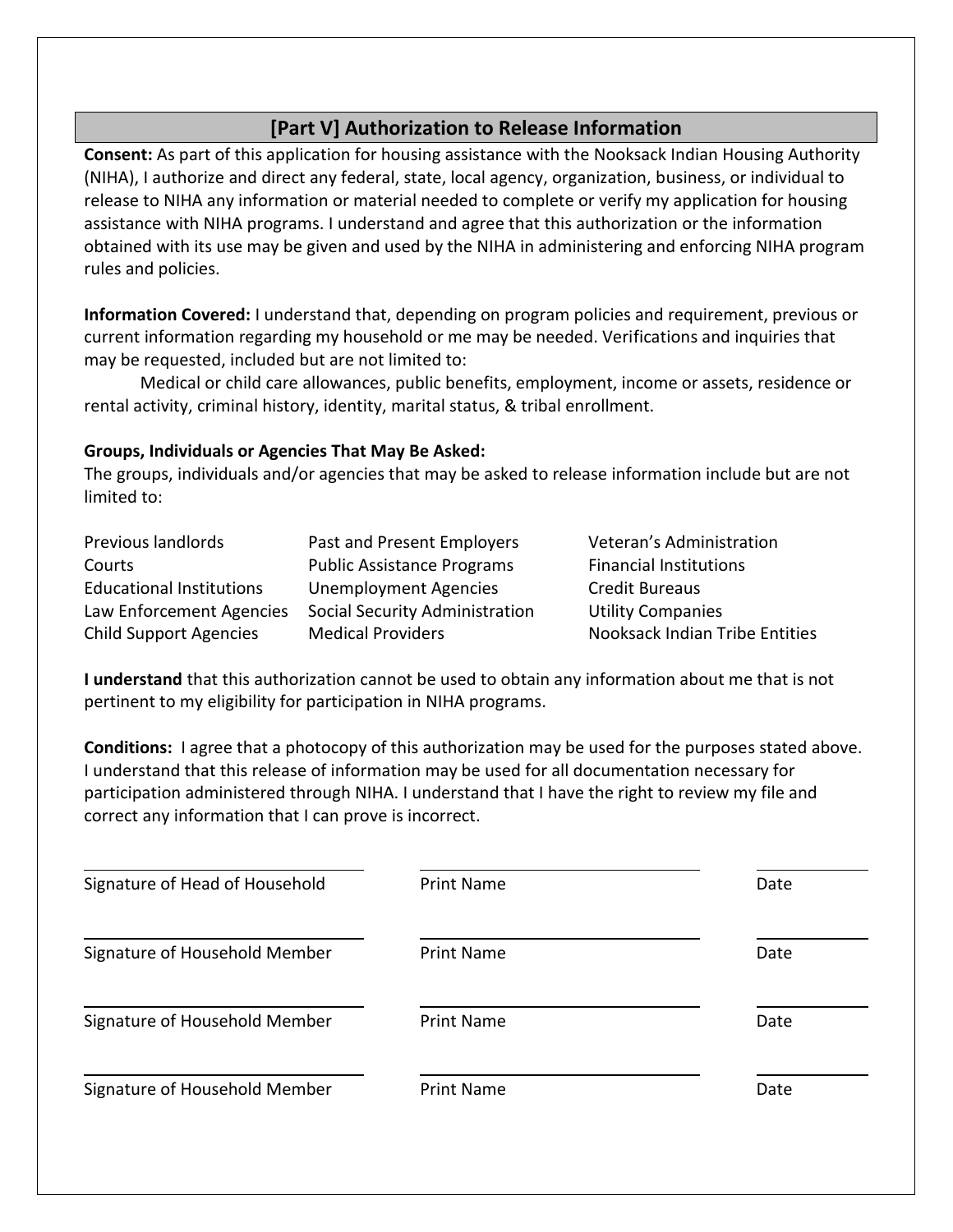## [Part V] Authorization to Release Information

**Consent:** As part of this application for housing assistance with the Nooksack Indian Housing Authority (NIHA), I authorize and direct any federal, state, local agency, organization, business, or individual to release to NIHA any information or material needed to complete or verify my application for housing assistance with NIHA programs. I understand and agree that this authorization or the information obtained with its use may be given and used by the NIHA in administering and enforcing NIHA program rules and policies.

**Information Covered:** I understand that, depending on program policies and requirement, previous or current information regarding my household or me may be needed. Verifications and inquiries that may be requested, included but are not limited to:

Medical or child care allowances, public benefits, employment, income or assets, residence or rental activity, criminal history, identity, marital status, & tribal enrollment.

**Groups, Individuals or Agencies That May Be Asked:**
The groups, individuals and/or agencies that may be asked to release information include but are not limited to:

| | | |
|---|---|---|
| Previous landlords | Past and Present Employers | Veteran's Administration |
| Courts | Public Assistance Programs | Financial Institutions |
| Educational Institutions | Unemployment Agencies | Credit Bureaus |
| Law Enforcement Agencies | Social Security Administration | Utility Companies |
| Child Support Agencies | Medical Providers | Nooksack Indian Tribe Entities |

**I understand** that this authorization cannot be used to obtain any information about me that is not pertinent to my eligibility for participation in NIHA programs.

**Conditions:** I agree that a photocopy of this authorization may be used for the purposes stated above. I understand that this release of information may be used for all documentation necessary for participation administered through NIHA. I understand that I have the right to review my file and correct any information that I can prove is incorrect.

| | | |
|---|---|---|
| Signature of Head of Household | Print Name | Date |
| Signature of Household Member | Print Name | Date |
| Signature of Household Member | Print Name | Date |
| Signature of Household Member | Print Name | Date |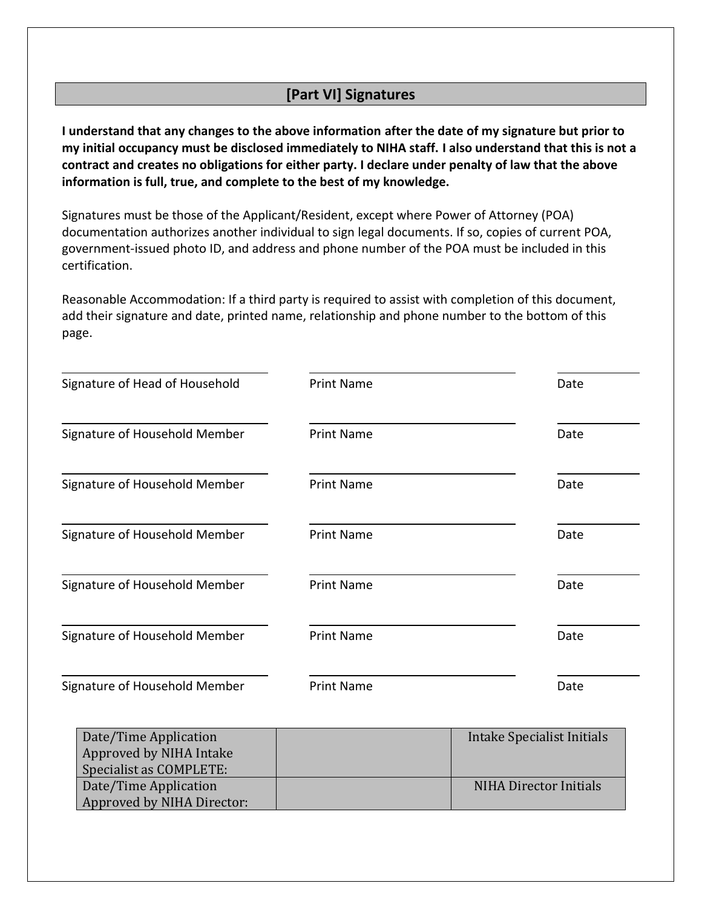## [Part VI] Signatures

**I understand that any changes to the above information after the date of my signature but prior to my initial occupancy must be disclosed immediately to NIHA staff. I also understand that this is not a contract and creates no obligations for either party. I declare under penalty of law that the above information is full, true, and complete to the best of my knowledge.**

Signatures must be those of the Applicant/Resident, except where Power of Attorney (POA) documentation authorizes another individual to sign legal documents. If so, copies of current POA, government-issued photo ID, and address and phone number of the POA must be included in this certification.

Reasonable Accommodation: If a third party is required to assist with completion of this document, add their signature and date, printed name, relationship and phone number to the bottom of this page.

| | | |
|---|---|---|
| Signature of Head of Household | Print Name | Date |
| Signature of Household Member | Print Name | Date |
| Signature of Household Member | Print Name | Date |
| Signature of Household Member | Print Name | Date |
| Signature of Household Member | Print Name | Date |
| Signature of Household Member | Print Name | Date |
| Signature of Household Member | Print Name | Date |

| | | |
|---|---|---|
| Date/Time Application Approved by NIHA Intake Specialist as COMPLETE: | | Intake Specialist Initials |
| Date/Time Application Approved by NIHA Director: | | NIHA Director Initials |